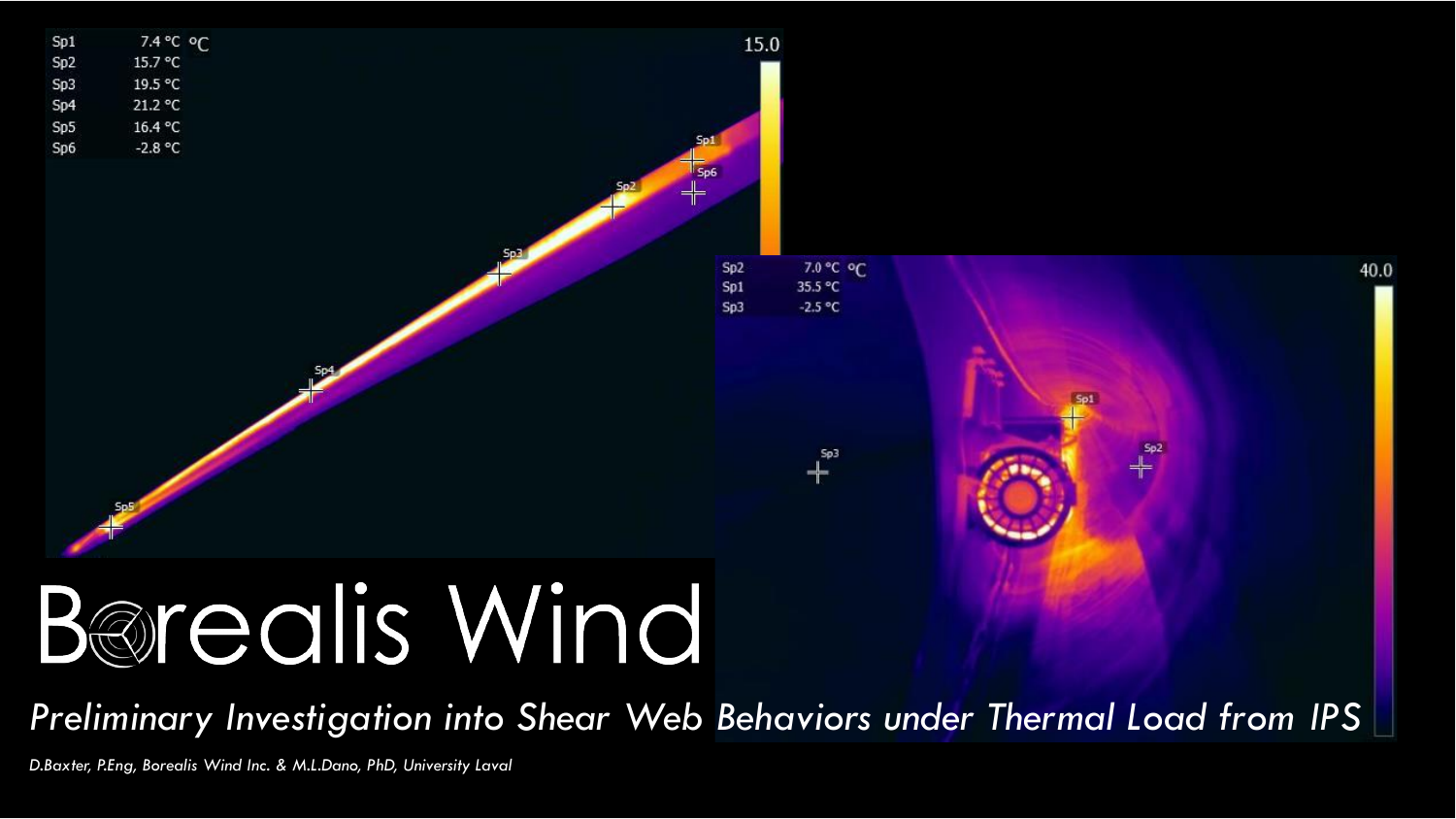# Borealis Wind

*Preliminary Investigation into Shear Web Behaviors under Thermal Load from IPS*

*D.Baxter, P.Eng, Borealis Wind Inc. & M.L.Dano, PhD, University Laval*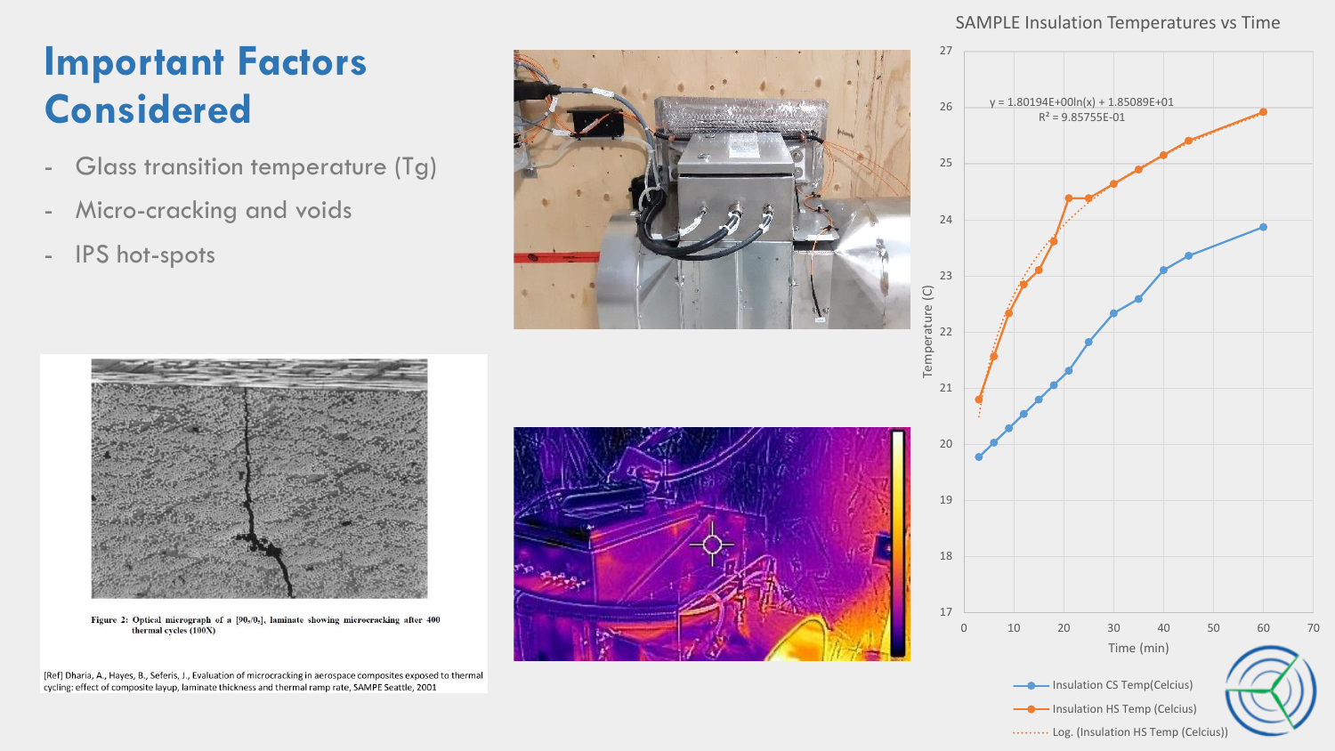# Important Factors Considered

- Glass transition temperature (Tg)
- Micro-cracking and voids
- IPS hot-spots

Figure 2: Optical micrograph of a $[90_2/0_2]_s$ laminate showing microcracking after 400 thermal cycles (100X)

[Ref] Dharia, A., Hayes, B., Seferis, J., Evaluation of microcracking in aerospace composites exposed to thermal cycling: effect of composite layup, laminate thickness and thermal ramp rate, SAMPE Seattle, 2001

SAMPLE Insulation Temperatures vs Time

$y = 1.80194E{+}00\ln(x) + 1.85089E{+}01$

$R^2 = 9.85755E{-}01$

- Insulation CS Temp(Celcius)
- Insulation HS Temp (Celcius)
- Log. (Insulation HS Temp (Celcius))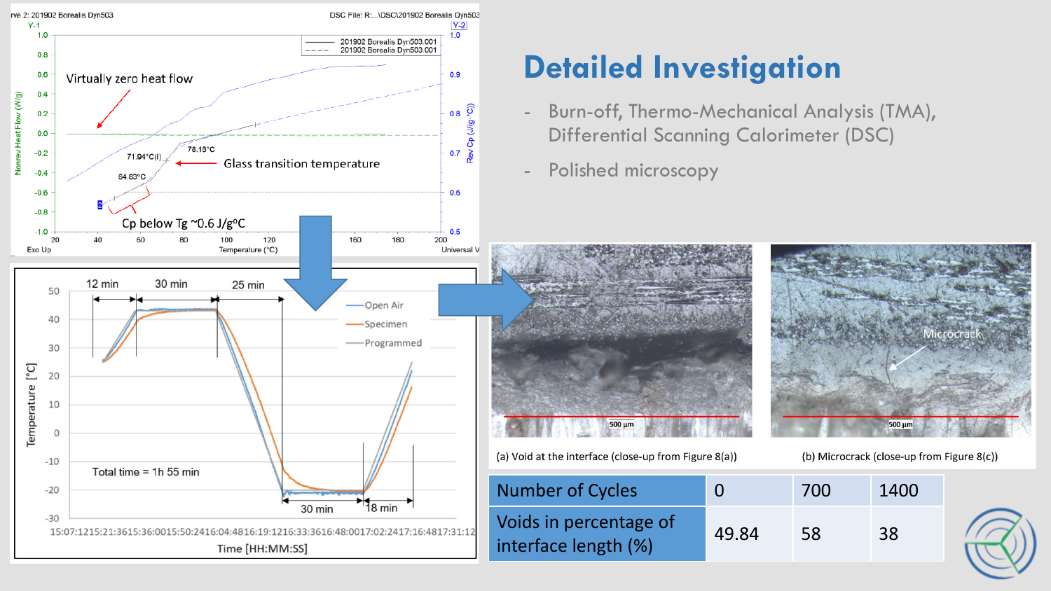# Detailed Investigation

- Burn-off, Thermo-Mechanical Analysis (TMA), Differential Scanning Calorimeter (DSC)
- Polished microscopy

(a) Void at the interface (close-up from Figure 8(a))

(b) Microcrack (close-up from Figure 8(c))

| Number of Cycles | 0 | 700 | 1400 |
|---|---|---|---|
| Voids in percentage of interface length (%) | 49.84 | 58 | 38 |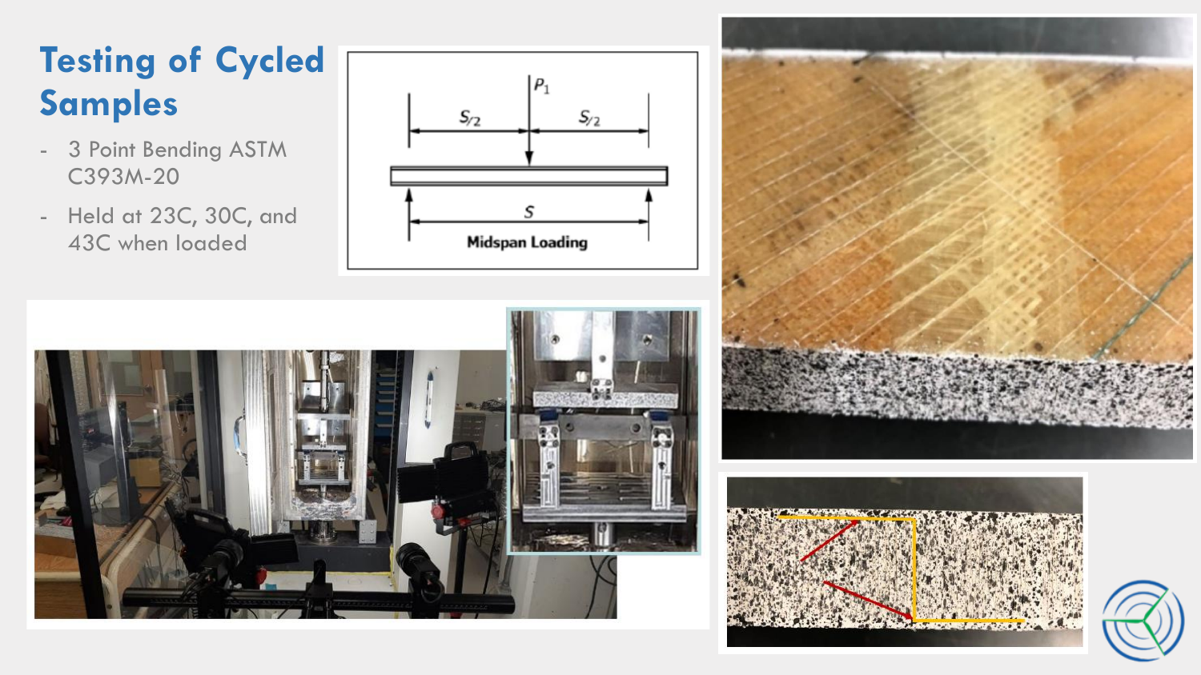# Testing of Cycled Samples

- 3 Point Bending ASTM C393M-20
- Held at 23C, 30C, and 43C when loaded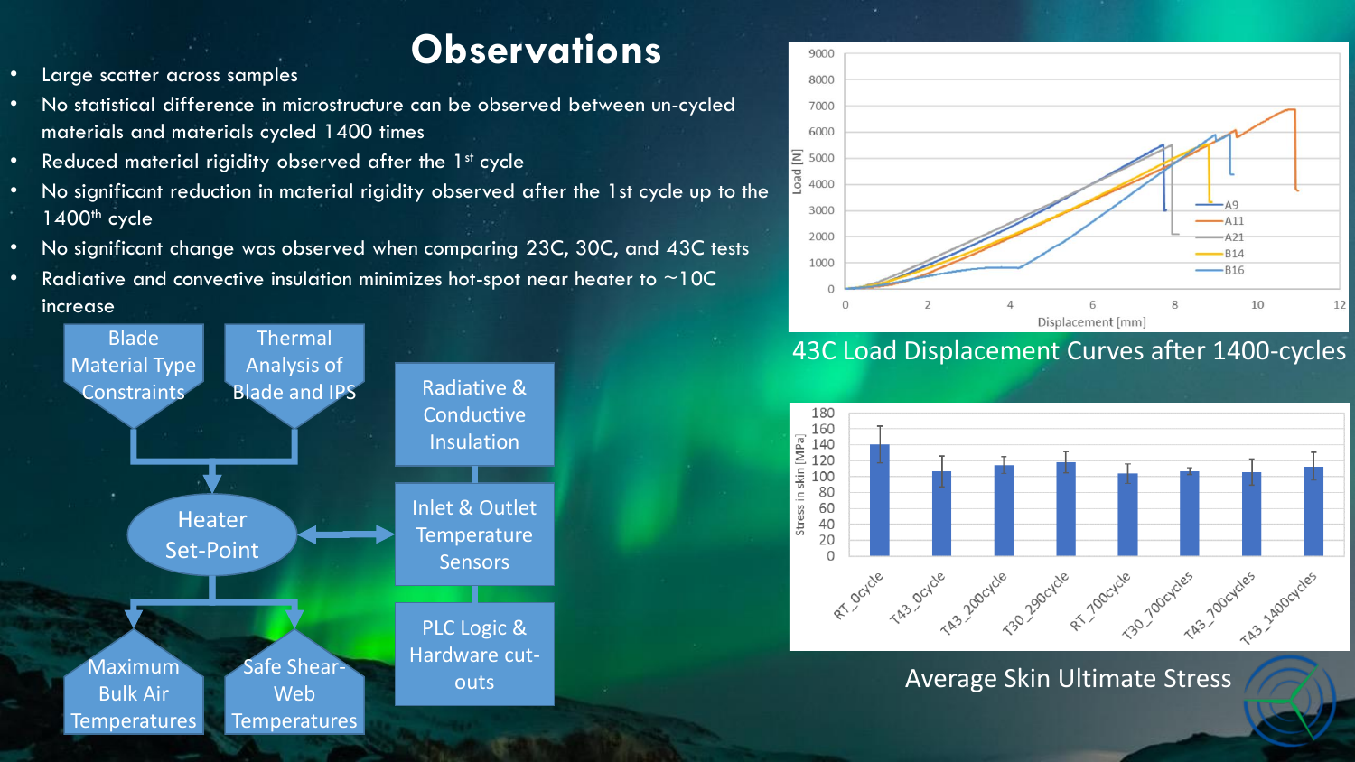# Observations

- Large scatter across samples
- No statistical difference in microstructure can be observed between un-cycled materials and materials cycled 1400 times
- Reduced material rigidity observed after the 1[st] cycle
- No significant reduction in material rigidity observed after the 1st cycle up to the 1400[th] cycle
- No significant change was observed when comparing 23C, 30C, and 43C tests
- Radiative and convective insulation minimizes hot-spot near heater to ~10C increase

Blade Material Type Constraints

Thermal Analysis of Blade and IPS

Heater Set-Point

Maximum Bulk Air Temperatures

Safe Shear-Web Temperatures

Radiative & Conductive Insulation

Inlet & Outlet Temperature Sensors

PLC Logic & Hardware cut-outs

Load [N]

9000
8000
7000
6000
5000
4000
3000
2000
1000
0

0 2 4 6 8 10 12

Displacement [mm]

A9
A11
A21
B14
B16

43C Load Displacement Curves after 1400-cycles

Stress in skin [MPa]

180
160
140
120
100
80
60
40
20
0

RT_0cycle
T43_0cycle
T43_200cycle
T30_290cycle
RT_700cycle
T30_700cycles
T43_700cycles
T43_1400cycles

Average Skin Ultimate Stress